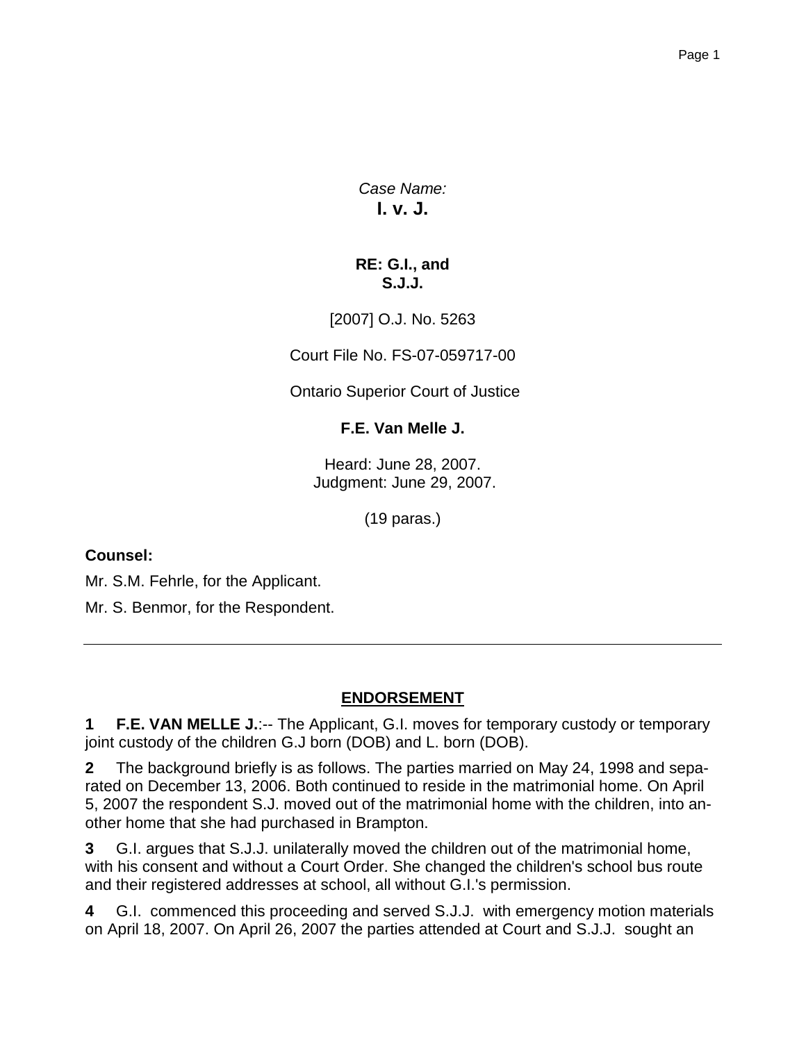*Case Name:*
**I. v. J.**

**RE: G.I., and**
**S.J.J.**

[2007] O.J. No. 5263

Court File No. FS-07-059717-00

Ontario Superior Court of Justice

**F.E. Van Melle J.**

Heard: June 28, 2007.
Judgment: June 29, 2007.

(19 paras.)

**Counsel:**

Mr. S.M. Fehrle, for the Applicant.

Mr. S. Benmor, for the Respondent.

---

## ENDORSEMENT

**1 F.E. VAN MELLE J.**:-- The Applicant, G.I. moves for temporary custody or temporary joint custody of the children G.J born (DOB) and L. born (DOB).

**2** The background briefly is as follows. The parties married on May 24, 1998 and separated on December 13, 2006. Both continued to reside in the matrimonial home. On April 5, 2007 the respondent S.J. moved out of the matrimonial home with the children, into another home that she had purchased in Brampton.

**3** G.I. argues that S.J.J. unilaterally moved the children out of the matrimonial home, with his consent and without a Court Order. She changed the children's school bus route and their registered addresses at school, all without G.I.'s permission.

**4** G.I. commenced this proceeding and served S.J.J. with emergency motion materials on April 18, 2007. On April 26, 2007 the parties attended at Court and S.J.J. sought an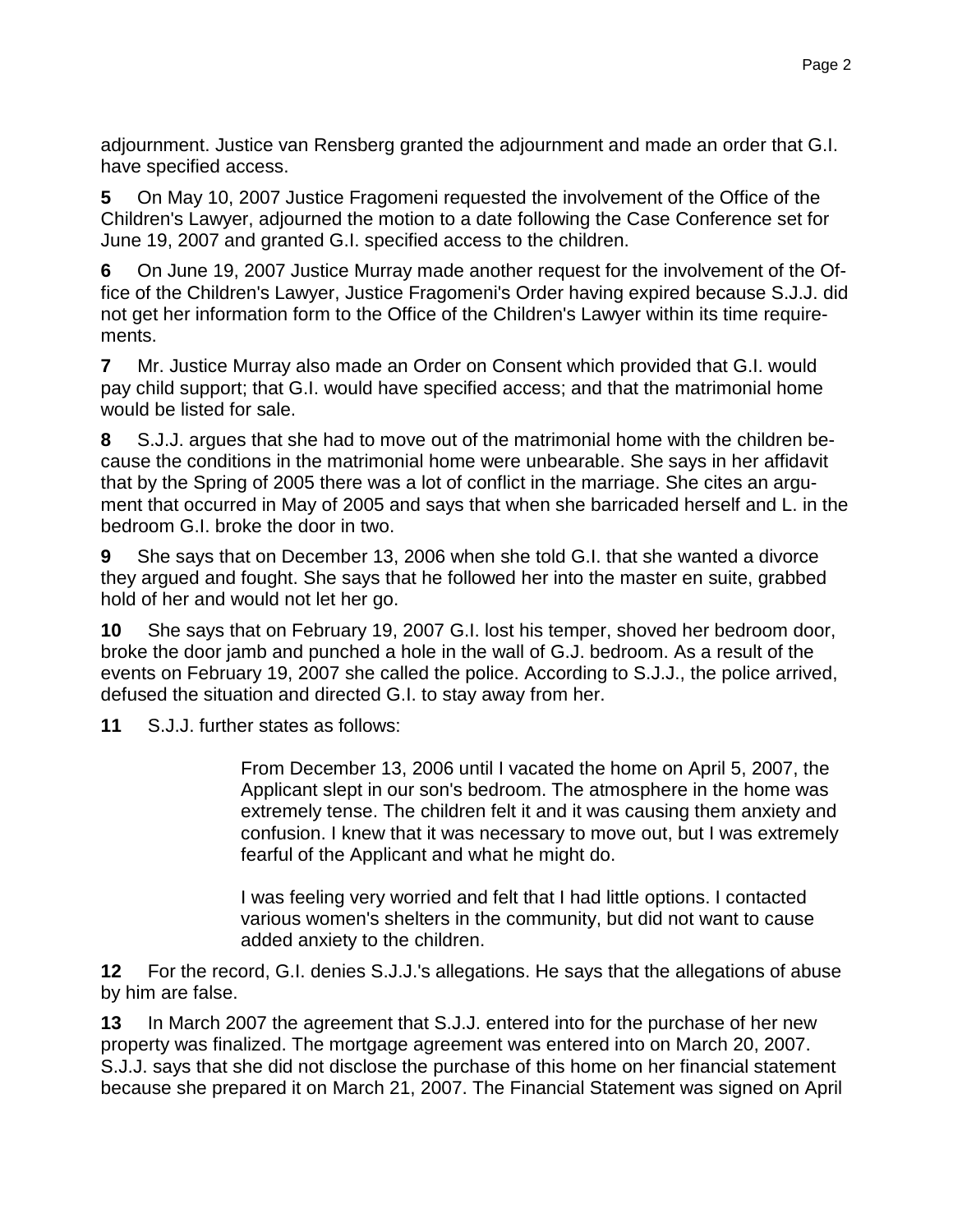adjournment. Justice van Rensberg granted the adjournment and made an order that G.I. have specified access.

**5** On May 10, 2007 Justice Fragomeni requested the involvement of the Office of the Children's Lawyer, adjourned the motion to a date following the Case Conference set for June 19, 2007 and granted G.I. specified access to the children.

**6** On June 19, 2007 Justice Murray made another request for the involvement of the Office of the Children's Lawyer, Justice Fragomeni's Order having expired because S.J.J. did not get her information form to the Office of the Children's Lawyer within its time requirements.

**7** Mr. Justice Murray also made an Order on Consent which provided that G.I. would pay child support; that G.I. would have specified access; and that the matrimonial home would be listed for sale.

**8** S.J.J. argues that she had to move out of the matrimonial home with the children because the conditions in the matrimonial home were unbearable. She says in her affidavit that by the Spring of 2005 there was a lot of conflict in the marriage. She cites an argument that occurred in May of 2005 and says that when she barricaded herself and L. in the bedroom G.I. broke the door in two.

**9** She says that on December 13, 2006 when she told G.I. that she wanted a divorce they argued and fought. She says that he followed her into the master en suite, grabbed hold of her and would not let her go.

**10** She says that on February 19, 2007 G.I. lost his temper, shoved her bedroom door, broke the door jamb and punched a hole in the wall of G.J. bedroom. As a result of the events on February 19, 2007 she called the police. According to S.J.J., the police arrived, defused the situation and directed G.I. to stay away from her.

**11** S.J.J. further states as follows:

> From December 13, 2006 until I vacated the home on April 5, 2007, the Applicant slept in our son's bedroom. The atmosphere in the home was extremely tense. The children felt it and it was causing them anxiety and confusion. I knew that it was necessary to move out, but I was extremely fearful of the Applicant and what he might do.
>
> I was feeling very worried and felt that I had little options. I contacted various women's shelters in the community, but did not want to cause added anxiety to the children.

**12** For the record, G.I. denies S.J.J.'s allegations. He says that the allegations of abuse by him are false.

**13** In March 2007 the agreement that S.J.J. entered into for the purchase of her new property was finalized. The mortgage agreement was entered into on March 20, 2007. S.J.J. says that she did not disclose the purchase of this home on her financial statement because she prepared it on March 21, 2007. The Financial Statement was signed on April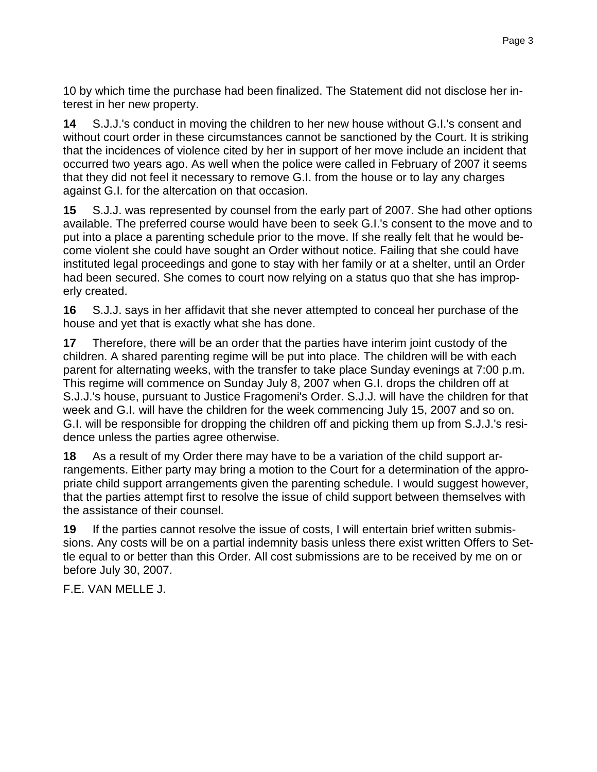10 by which time the purchase had been finalized. The Statement did not disclose her interest in her new property.

**14** S.J.J.'s conduct in moving the children to her new house without G.I.'s consent and without court order in these circumstances cannot be sanctioned by the Court. It is striking that the incidences of violence cited by her in support of her move include an incident that occurred two years ago. As well when the police were called in February of 2007 it seems that they did not feel it necessary to remove G.I. from the house or to lay any charges against G.I. for the altercation on that occasion.

**15** S.J.J. was represented by counsel from the early part of 2007. She had other options available. The preferred course would have been to seek G.I.'s consent to the move and to put into a place a parenting schedule prior to the move. If she really felt that he would become violent she could have sought an Order without notice. Failing that she could have instituted legal proceedings and gone to stay with her family or at a shelter, until an Order had been secured. She comes to court now relying on a status quo that she has improperly created.

**16** S.J.J. says in her affidavit that she never attempted to conceal her purchase of the house and yet that is exactly what she has done.

**17** Therefore, there will be an order that the parties have interim joint custody of the children. A shared parenting regime will be put into place. The children will be with each parent for alternating weeks, with the transfer to take place Sunday evenings at 7:00 p.m. This regime will commence on Sunday July 8, 2007 when G.I. drops the children off at S.J.J.'s house, pursuant to Justice Fragomeni's Order. S.J.J. will have the children for that week and G.I. will have the children for the week commencing July 15, 2007 and so on. G.I. will be responsible for dropping the children off and picking them up from S.J.J.'s residence unless the parties agree otherwise.

**18** As a result of my Order there may have to be a variation of the child support arrangements. Either party may bring a motion to the Court for a determination of the appropriate child support arrangements given the parenting schedule. I would suggest however, that the parties attempt first to resolve the issue of child support between themselves with the assistance of their counsel.

**19** If the parties cannot resolve the issue of costs, I will entertain brief written submissions. Any costs will be on a partial indemnity basis unless there exist written Offers to Settle equal to or better than this Order. All cost submissions are to be received by me on or before July 30, 2007.

F.E. VAN MELLE J.